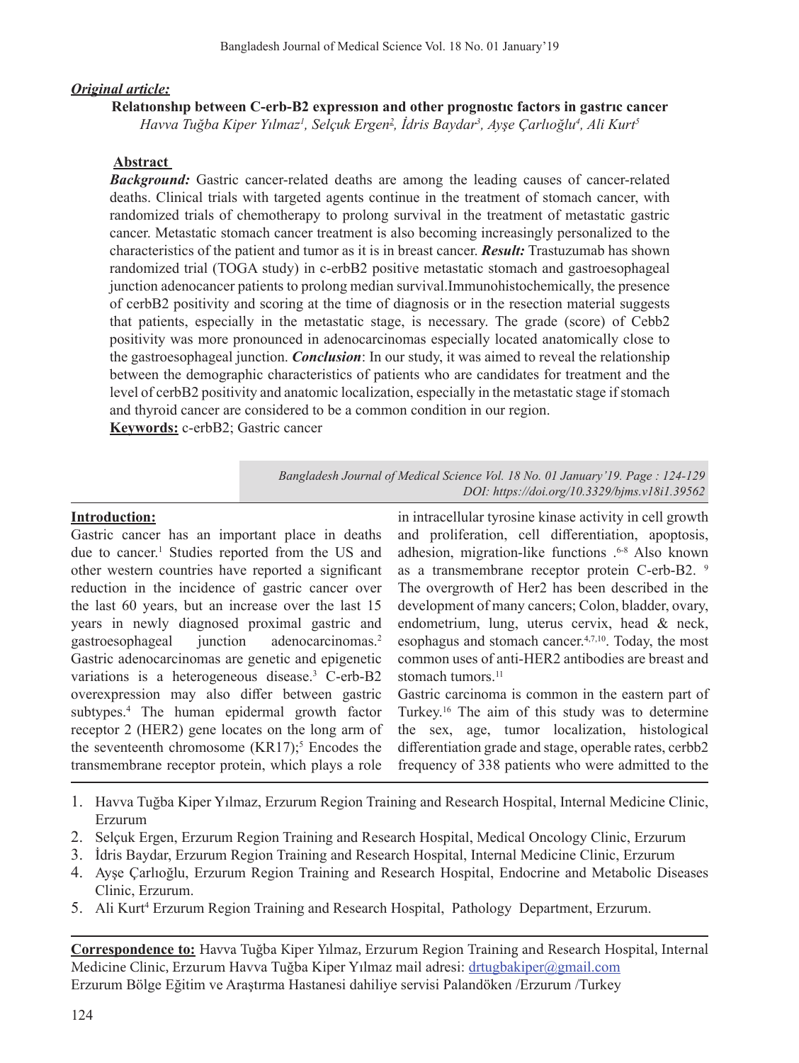***Original article:***

**Relatıonshıp between C-erb-B2 expressıon and other prognostıc factors in gastrıc cancer**

*Havva Tuğba Kiper Yılmaz[1], Selçuk Ergen[2], İdris Baydar[3], Ayşe Çarlıoğlu[4], Ali Kurt[5]*

**Abstract**

***Background:*** Gastric cancer-related deaths are among the leading causes of cancer-related deaths. Clinical trials with targeted agents continue in the treatment of stomach cancer, with randomized trials of chemotherapy to prolong survival in the treatment of metastatic gastric cancer. Metastatic stomach cancer treatment is also becoming increasingly personalized to the characteristics of the patient and tumor as it is in breast cancer. ***Result:*** Trastuzumab has shown randomized trial (TOGA study) in c-erbB2 positive metastatic stomach and gastroesophageal junction adenocancer patients to prolong median survival.Immunohistochemically, the presence of cerbB2 positivity and scoring at the time of diagnosis or in the resection material suggests that patients, especially in the metastatic stage, is necessary. The grade (score) of Cebb2 positivity was more pronounced in adenocarcinomas especially located anatomically close to the gastroesophageal junction. ***Conclusion***: In our study, it was aimed to reveal the relationship between the demographic characteristics of patients who are candidates for treatment and the level of cerbB2 positivity and anatomic localization, especially in the metastatic stage if stomach and thyroid cancer are considered to be a common condition in our region.

**Keywords:** c-erbB2; Gastric cancer

*DOI: https://doi.org/10.3329/bjms.v18i1.39562*

**Introduction:**

Gastric cancer has an important place in deaths due to cancer.[1] Studies reported from the US and other western countries have reported a significant reduction in the incidence of gastric cancer over the last 60 years, but an increase over the last 15 years in newly diagnosed proximal gastric and gastroesophageal junction adenocarcinomas.[2] Gastric adenocarcinomas are genetic and epigenetic variations is a heterogeneous disease.[3] C-erb-B2 overexpression may also differ between gastric subtypes.[4] The human epidermal growth factor receptor 2 (HER2) gene locates on the long arm of the seventeenth chromosome (KR17);[5] Encodes the transmembrane receptor protein, which plays a role in intracellular tyrosine kinase activity in cell growth and proliferation, cell differentiation, apoptosis, adhesion, migration-like functions .[6-8] Also known as a transmembrane receptor protein C-erb-B2. [9] The overgrowth of Her2 has been described in the development of many cancers; Colon, bladder, ovary, endometrium, lung, uterus cervix, head & neck, esophagus and stomach cancer.[4,7,10]. Today, the most common uses of anti-HER2 antibodies are breast and stomach tumors.[11]

Gastric carcinoma is common in the eastern part of Turkey.[16] The aim of this study was to determine the sex, age, tumor localization, histological differentiation grade and stage, operable rates, cerbb2 frequency of 338 patients who were admitted to the

1. Havva Tuğba Kiper Yılmaz, Erzurum Region Training and Research Hospital, Internal Medicine Clinic, Erzurum
2. Selçuk Ergen, Erzurum Region Training and Research Hospital, Medical Oncology Clinic, Erzurum
3. İdris Baydar, Erzurum Region Training and Research Hospital, Internal Medicine Clinic, Erzurum
4. Ayşe Çarlıoğlu, Erzurum Region Training and Research Hospital, Endocrine and Metabolic Diseases Clinic, Erzurum.
5. Ali Kurt[4] Erzurum Region Training and Research Hospital, Pathology Department, Erzurum.

**Correspondence to:** Havva Tuğba Kiper Yılmaz, Erzurum Region Training and Research Hospital, Internal Medicine Clinic, Erzurum Havva Tuğba Kiper Yılmaz mail adresi: drtugbakiper@gmail.com
Erzurum Bölge Eğitim ve Araştırma Hastanesi dahiliye servisi Palandöken /Erzurum /Turkey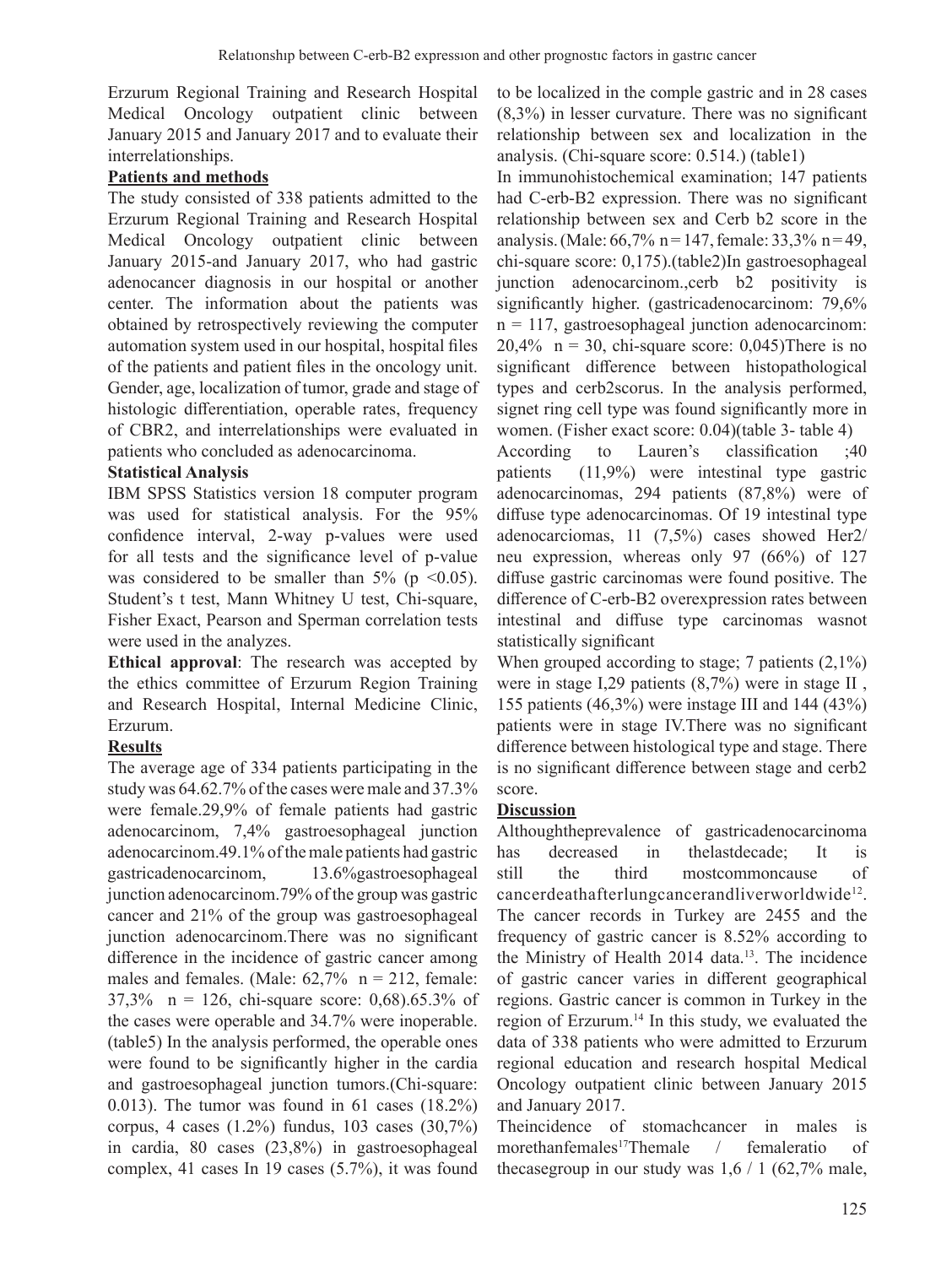Erzurum Regional Training and Research Hospital Medical Oncology outpatient clinic between January 2015 and January 2017 and to evaluate their interrelationships.

**Patients and methods**

The study consisted of 338 patients admitted to the Erzurum Regional Training and Research Hospital Medical Oncology outpatient clinic between January 2015-and January 2017, who had gastric adenocancer diagnosis in our hospital or another center. The information about the patients was obtained by retrospectively reviewing the computer automation system used in our hospital, hospital files of the patients and patient files in the oncology unit. Gender, age, localization of tumor, grade and stage of histologic differentiation, operable rates, frequency of CBR2, and interrelationships were evaluated in patients who concluded as adenocarcinoma.

**Statistical Analysis**

IBM SPSS Statistics version 18 computer program was used for statistical analysis. For the 95% confidence interval, 2-way p-values were used for all tests and the significance level of p-value was considered to be smaller than 5% ($p < 0.05$). Student's t test, Mann Whitney U test, Chi-square, Fisher Exact, Pearson and Sperman correlation tests were used in the analyzes.

**Ethical approval**: The research was accepted by the ethics committee of Erzurum Region Training and Research Hospital, Internal Medicine Clinic, Erzurum.

**Results**

The average age of 334 patients participating in the study was 64.62.7% of the cases were male and 37.3% were female.29,9% of female patients had gastric adenocarcinom, 7,4% gastroesophageal junction adenocarcinom.49.1% of the male patients had gastric gastricadenocarcinom, 13.6%gastroesophageal junction adenocarcinom.79% of the group was gastric cancer and 21% of the group was gastroesophageal junction adenocarcinom.There was no significant difference in the incidence of gastric cancer among males and females. (Male: 62,7% n = 212, female: 37,3% n = 126, chi-square score: 0,68).65.3% of the cases were operable and 34.7% were inoperable. (table5) In the analysis performed, the operable ones were found to be significantly higher in the cardia and gastroesophageal junction tumors.(Chi-square: 0.013). The tumor was found in 61 cases (18.2%) corpus, 4 cases (1.2%) fundus, 103 cases (30,7%) in cardia, 80 cases (23,8%) in gastroesophageal complex, 41 cases In 19 cases (5.7%), it was found to be localized in the comple gastric and in 28 cases (8,3%) in lesser curvature. There was no significant relationship between sex and localization in the analysis. (Chi-square score: 0.514.) (table1)

In immunohistochemical examination; 147 patients had C-erb-B2 expression. There was no significant relationship between sex and Cerb b2 score in the analysis. (Male: 66,7% n = 147, female: 33,3% n = 49, chi-square score: 0,175).(table2)In gastroesophageal junction adenocarcinom.,cerb b2 positivity is significantly higher. (gastricadenocarcinom: 79,6% n = 117, gastroesophageal junction adenocarcinom: 20,4% n = 30, chi-square score: 0,045)There is no significant difference between histopathological types and cerb2scorus. In the analysis performed, signet ring cell type was found significantly more in women. (Fisher exact score: 0.04)(table 3- table 4)

According to Lauren's classification ;40 patients (11,9%) were intestinal type gastric adenocarcinomas, 294 patients (87,8%) were of diffuse type adenocarcinomas. Of 19 intestinal type adenocarciomas, 11 (7,5%) cases showed Her2/neu expression, whereas only 97 (66%) of 127 diffuse gastric carcinomas were found positive. The difference of C-erb-B2 overexpression rates between intestinal and diffuse type carcinomas wasnot statistically significant

When grouped according to stage; 7 patients (2,1%) were in stage I,29 patients (8,7%) were in stage II , 155 patients (46,3%) were instage III and 144 (43%) patients were in stage IV.There was no significant difference between histological type and stage. There is no significant difference between stage and cerb2 score.

**Discussion**

Althoughtheprevalence of gastricadenocarcinoma has decreased in thelastdecade; It is still the third mostcommoncause of cancerdeathafterlungcancerandliverworldwide[12]. The cancer records in Turkey are 2455 and the frequency of gastric cancer is 8.52% according to the Ministry of Health 2014 data.[13]. The incidence of gastric cancer varies in different geographical regions. Gastric cancer is common in Turkey in the region of Erzurum.[14] In this study, we evaluated the data of 338 patients who were admitted to Erzurum regional education and research hospital Medical Oncology outpatient clinic between January 2015 and January 2017.

Theincidence of stomachcancer in males is morethanfemales[17]Themale / femaleratio of thecasegroup in our study was 1,6 / 1 (62,7% male,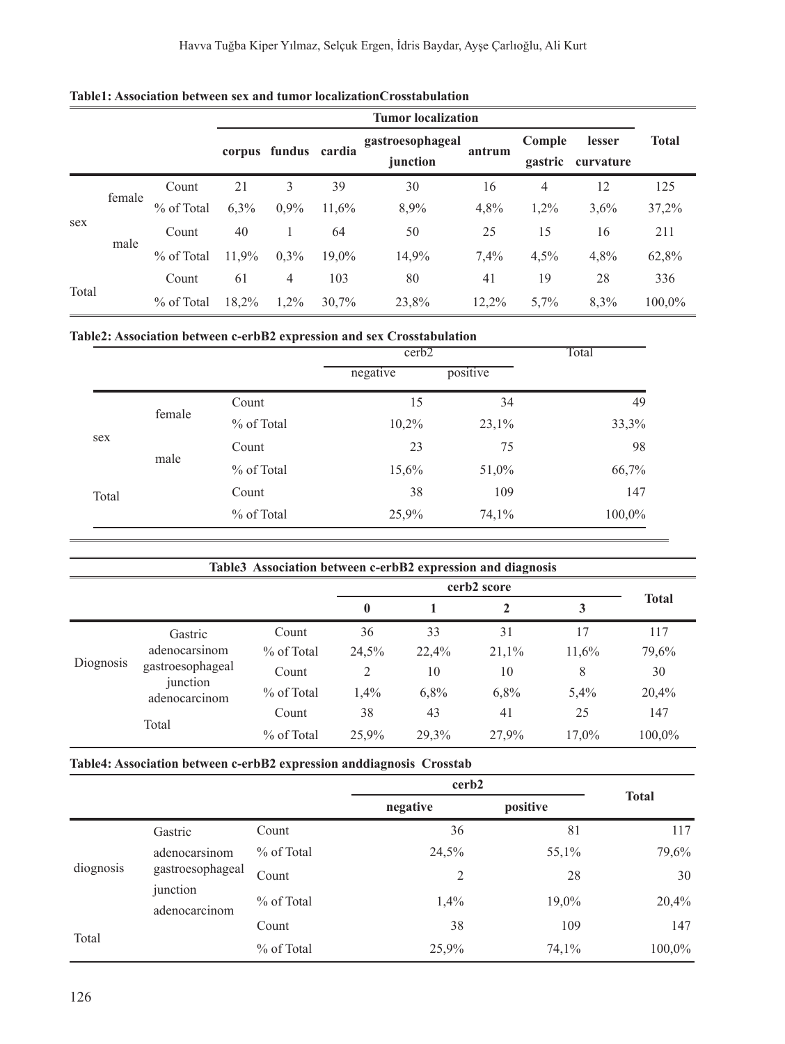**Table1: Association between sex and tumor localizationCrosstabulation**

| | | | Tumor localization | | | | | | | Total |
|---|---|---|---|---|---|---|---|---|---|---|
| | | | corpus | fundus | cardia | gastroesophageal junction | antrum | Comple gastric | lesser curvature | |
| sex | female | Count | 21 | 3 | 39 | 30 | 16 | 4 | 12 | 125 |
| | | % of Total | 6,3% | 0,9% | 11,6% | 8,9% | 4,8% | 1,2% | 3,6% | 37,2% |
| | male | Count | 40 | 1 | 64 | 50 | 25 | 15 | 16 | 211 |
| | | % of Total | 11,9% | 0,3% | 19,0% | 14,9% | 7,4% | 4,5% | 4,8% | 62,8% |
| Total | | Count | 61 | 4 | 103 | 80 | 41 | 19 | 28 | 336 |
| | | % of Total | 18,2% | 1,2% | 30,7% | 23,8% | 12,2% | 5,7% | 8,3% | 100,0% |

**Table2: Association between c-erbB2 expression and sex Crosstabulation**

| | | | cerb2 | | Total |
|---|---|---|---|---|---|
| | | | negative | positive | |
| sex | female | Count | 15 | 34 | 49 |
| | | % of Total | 10,2% | 23,1% | 33,3% |
| | male | Count | 23 | 75 | 98 |
| | | % of Total | 15,6% | 51,0% | 66,7% |
| Total | | Count | 38 | 109 | 147 |
| | | % of Total | 25,9% | 74,1% | 100,0% |

**Table3 Association between c-erbB2 expression and diagnosis**

| | | | cerb2 score | | | | Total |
|---|---|---|---|---|---|---|---|
| | | | 0 | 1 | 2 | 3 | |
| Diognosis | Gastric adenocarsinom | Count | 36 | 33 | 31 | 17 | 117 |
| | | % of Total | 24,5% | 22,4% | 21,1% | 11,6% | 79,6% |
| | gastroesophageal junction adenocarcinom | Count | 2 | 10 | 10 | 8 | 30 |
| | | % of Total | 1,4% | 6,8% | 6,8% | 5,4% | 20,4% |
| Total | | Count | 38 | 43 | 41 | 25 | 147 |
| | | % of Total | 25,9% | 29,3% | 27,9% | 17,0% | 100,0% |

**Table4: Association between c-erbB2 expression anddiagnosis Crosstab**

| | | | cerb2 | | Total |
|---|---|---|---|---|---|
| | | | negative | positive | |
| diognosis | Gastric adenocarsinom | Count | 36 | 81 | 117 |
| | | % of Total | 24,5% | 55,1% | 79,6% |
| | gastroesophageal junction adenocarcinom | Count | 2 | 28 | 30 |
| | | % of Total | 1,4% | 19,0% | 20,4% |
| Total | | Count | 38 | 109 | 147 |
| | | % of Total | 25,9% | 74,1% | 100,0% |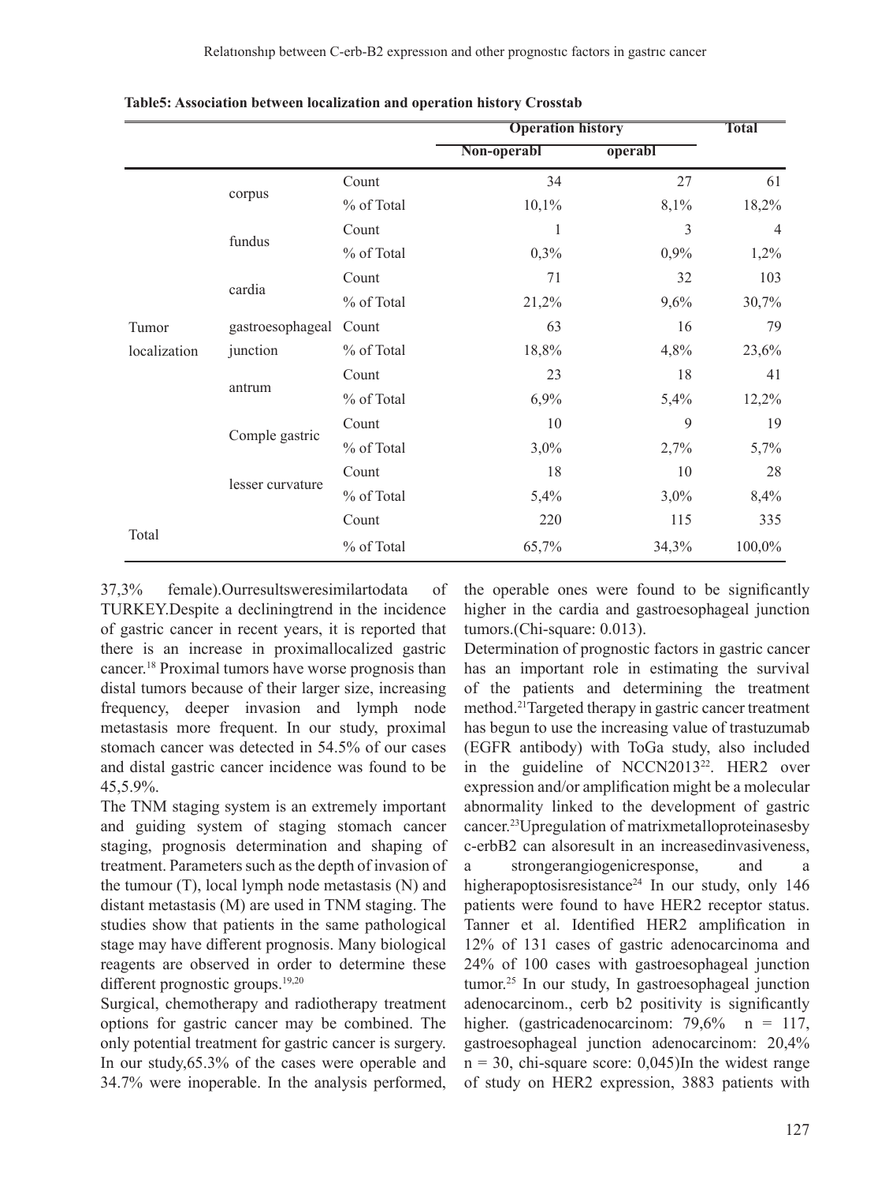**Table5: Association between localization and operation history Crosstab**

| | | | Operation history | | Total |
|---|---|---|---|---|---|
| | | | Non-operabl | operabl | |
| Tumor localization | corpus | Count | 34 | 27 | 61 |
| | | % of Total | 10,1% | 8,1% | 18,2% |
| | fundus | Count | 1 | 3 | 4 |
| | | % of Total | 0,3% | 0,9% | 1,2% |
| | cardia | Count | 71 | 32 | 103 |
| | | % of Total | 21,2% | 9,6% | 30,7% |
| | gastroesophageal junction | Count | 63 | 16 | 79 |
| | | % of Total | 18,8% | 4,8% | 23,6% |
| | antrum | Count | 23 | 18 | 41 |
| | | % of Total | 6,9% | 5,4% | 12,2% |
| | Comple gastric | Count | 10 | 9 | 19 |
| | | % of Total | 3,0% | 2,7% | 5,7% |
| | lesser curvature | Count | 18 | 10 | 28 |
| | | % of Total | 5,4% | 3,0% | 8,4% |
| Total | | Count | 220 | 115 | 335 |
| | | % of Total | 65,7% | 34,3% | 100,0% |

37,3% female).Ourresultsweresimilartodata of TURKEY.Despite a decliningtrend in the incidence of gastric cancer in recent years, it is reported that there is an increase in proximallocalized gastric cancer.[18] Proximal tumors have worse prognosis than distal tumors because of their larger size, increasing frequency, deeper invasion and lymph node metastasis more frequent. In our study, proximal stomach cancer was detected in 54.5% of our cases and distal gastric cancer incidence was found to be 45,5.9%.

The TNM staging system is an extremely important and guiding system of staging stomach cancer staging, prognosis determination and shaping of treatment. Parameters such as the depth of invasion of the tumour (T), local lymph node metastasis (N) and distant metastasis (M) are used in TNM staging. The studies show that patients in the same pathological stage may have different prognosis. Many biological reagents are observed in order to determine these different prognostic groups.[19,20]

Surgical, chemotherapy and radiotherapy treatment options for gastric cancer may be combined. The only potential treatment for gastric cancer is surgery. In our study,65.3% of the cases were operable and 34.7% were inoperable. In the analysis performed, the operable ones were found to be significantly higher in the cardia and gastroesophageal junction tumors.(Chi-square: 0.013).

Determination of prognostic factors in gastric cancer has an important role in estimating the survival of the patients and determining the treatment method.[21]Targeted therapy in gastric cancer treatment has begun to use the increasing value of trastuzumab (EGFR antibody) with ToGa study, also included in the guideline of NCCN2013[22]. HER2 over expression and/or amplification might be a molecular abnormality linked to the development of gastric cancer.[23]Upregulation of matrixmetalloproteinasesby c-erbB2 can alsoresult in an increasedinvasiveness, a strongerangiogenicresponse, and a higherapoptosisresistance[24] In our study, only 146 patients were found to have HER2 receptor status. Tanner et al. Identified HER2 amplification in 12% of 131 cases of gastric adenocarcinoma and 24% of 100 cases with gastroesophageal junction tumor.[25] In our study, In gastroesophageal junction adenocarcinom., cerb b2 positivity is significantly higher. (gastricadenocarcinom: 79,6% n = 117, gastroesophageal junction adenocarcinom: 20,4% n = 30, chi-square score: 0,045)In the widest range of study on HER2 expression, 3883 patients with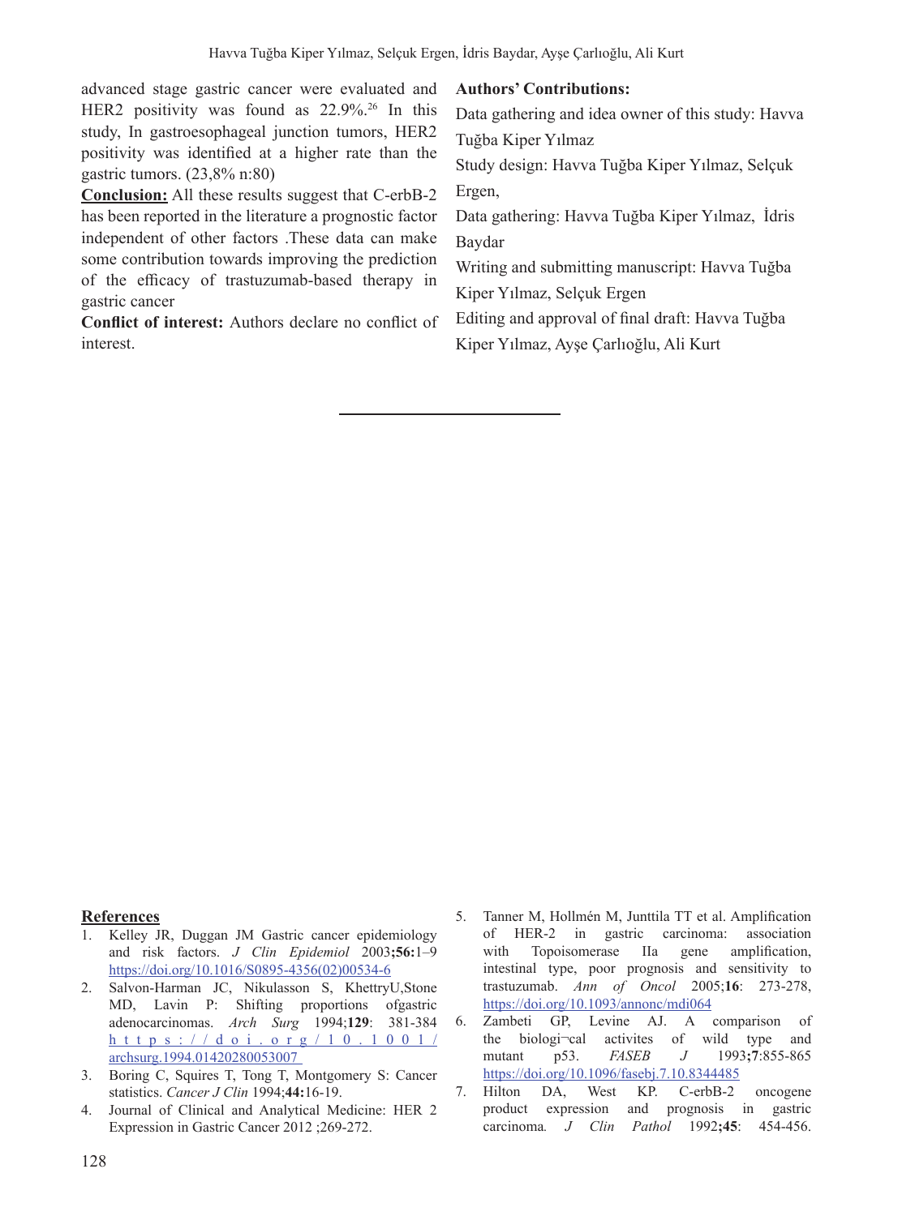advanced stage gastric cancer were evaluated and HER2 positivity was found as 22.9%.[26] In this study, In gastroesophageal junction tumors, HER2 positivity was identified at a higher rate than the gastric tumors. (23,8% n:80)

**Conclusion:** All these results suggest that C-erbB-2 has been reported in the literature a prognostic factor independent of other factors .These data can make some contribution towards improving the prediction of the efficacy of trastuzumab-based therapy in gastric cancer

**Conflict of interest:** Authors declare no conflict of interest.

**Authors' Contributions:**

Data gathering and idea owner of this study: Havva Tuğba Kiper Yılmaz

Study design: Havva Tuğba Kiper Yılmaz, Selçuk Ergen,

Data gathering: Havva Tuğba Kiper Yılmaz, İdris Baydar

Writing and submitting manuscript: Havva Tuğba Kiper Yılmaz, Selçuk Ergen

Editing and approval of final draft: Havva Tuğba Kiper Yılmaz, Ayşe Çarlıoğlu, Ali Kurt

## References

1. Kelley JR, Duggan JM Gastric cancer epidemiology and risk factors. *J Clin Epidemiol* 2003**;56:**1–9 https://doi.org/10.1016/S0895-4356(02)00534-6
2. Salvon-Harman JC, Nikulasson S, KhettryU,Stone MD, Lavin P: Shifting proportions ofgastric adenocarcinomas. *Arch Surg* 1994;**129**: 381-384 https://doi.org/10.1001/archsurg.1994.01420280053007
3. Boring C, Squires T, Tong T, Montgomery S: Cancer statistics. *Cancer J Clin* 1994;**44:**16-19.
4. Journal of Clinical and Analytical Medicine: HER 2 Expression in Gastric Cancer 2012 ;269-272.
5. Tanner M, Hollmén M, Junttila TT et al. Amplification of HER-2 in gastric carcinoma: association with Topoisomerase IIa gene amplification, intestinal type, poor prognosis and sensitivity to trastuzumab. *Ann of Oncol* 2005;**16**: 273-278, https://doi.org/10.1093/annonc/mdi064
6. Zambeti GP, Levine AJ. A comparison of the biologi¬cal activites of wild type and mutant p53. *FASEB J* 1993**;7**:855-865 https://doi.org/10.1096/fasebj.7.10.8344485
7. Hilton DA, West KP. C-erbB-2 oncogene product expression and prognosis in gastric carcinoma*. J Clin Pathol* 1992**;45**: 454-456.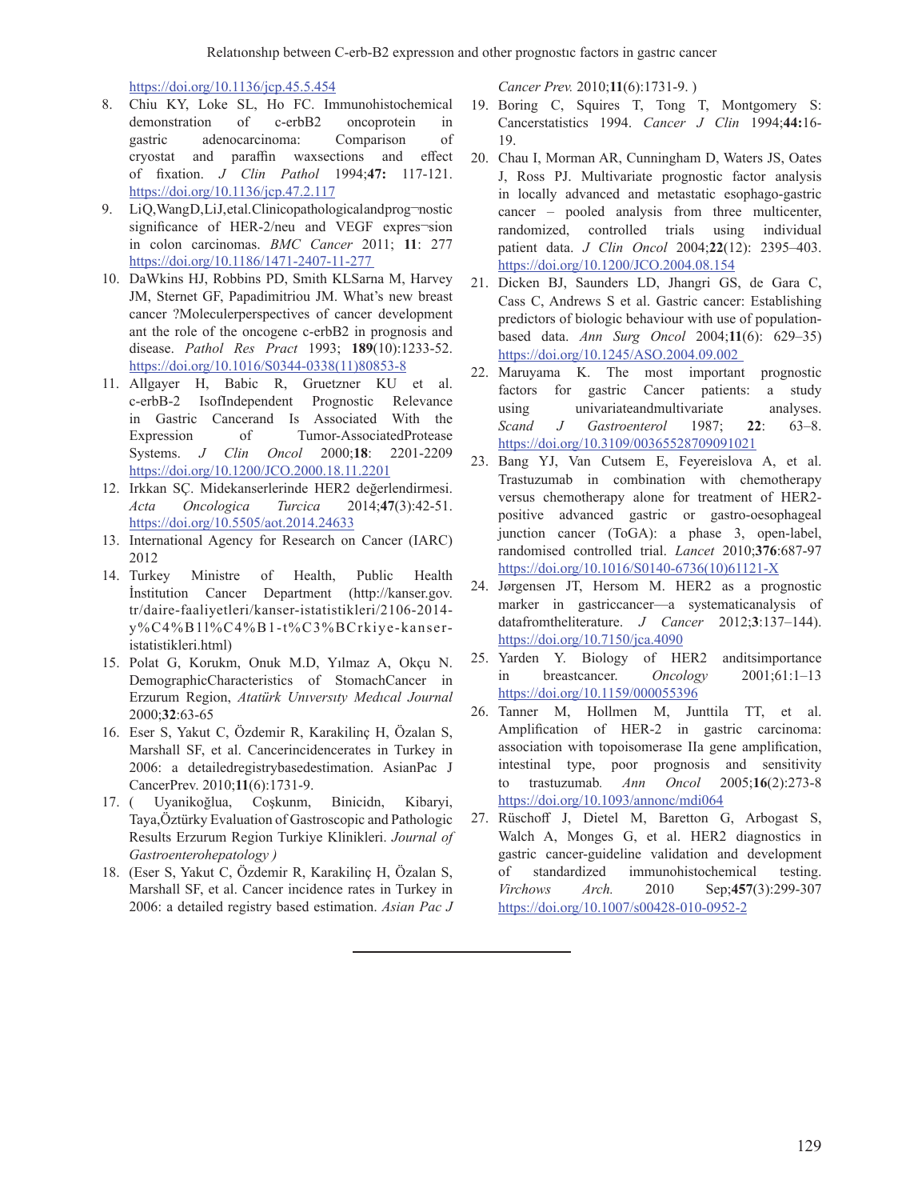https://doi.org/10.1136/jcp.45.5.454

8. Chiu KY, Loke SL, Ho FC. Immunohistochemical demonstration of c-erbB2 oncoprotein in gastric adenocarcinoma: Comparison of cryostat and paraffin waxsections and effect of fixation. *J Clin Pathol* 1994;**47:** 117-121. https://doi.org/10.1136/jcp.47.2.117
9. LiQ,WangD,LiJ,etal.Clinicopathologicalandprog¬nostic significance of HER-2/neu and VEGF expres¬sion in colon carcinomas. *BMC Cancer* 2011; **11**: 277 https://doi.org/10.1186/1471-2407-11-277
10. DaWkins HJ, Robbins PD, Smith KLSarna M, Harvey JM, Sternet GF, Papadimitriou JM. What's new breast cancer ?Moleculerperspectives of cancer development ant the role of the oncogene c-erbB2 in prognosis and disease. *Pathol Res Pract* 1993; **189**(10):1233-52. https://doi.org/10.1016/S0344-0338(11)80853-8
11. Allgayer H, Babic R, Gruetzner KU et al. c-erbB-2 IsofIndependent Prognostic Relevance in Gastric Cancerand Is Associated With the Expression of Tumor-AssociatedProtease Systems. *J Clin Oncol* 2000;**18**: 2201-2209 https://doi.org/10.1200/JCO.2000.18.11.2201
12. Irkkan SÇ. Midekanserlerinde HER2 değerlendirmesi. *Acta Oncologica Turcica* 2014;**47**(3):42-51. https://doi.org/10.5505/aot.2014.24633
13. International Agency for Research on Cancer (IARC) 2012
14. Turkey Ministre of Health, Public Health İnstitution Cancer Department (http://kanser.gov.tr/daire-faaliyetleri/kanser-istatistikleri/2106-2014-y%C4%B11%C4%B1-t%C3%BCrkiye-kanser-istatistikleri.html)
15. Polat G, Korukm, Onuk M.D, Yılmaz A, Okçu N. DemographicCharacteristics of StomachCancer in Erzurum Region, *Atatürk Unıversıty Medıcal Journal* 2000;**32**:63-65
16. Eser S, Yakut C, Özdemir R, Karakilinç H, Özalan S, Marshall SF, et al. Cancerincidencerates in Turkey in 2006: a detailedregistrybasedestimation. AsianPac J CancerPrev. 2010;**11**(6):1731-9.
17. ( Uyanikoğlua, Coşkunm, Binicidn, Kibaryi, Taya,Öztürky Evaluation of Gastroscopic and Pathologic Results Erzurum Region Turkiye Klinikleri. *Journal of Gastroenterohepatology )*
18. (Eser S, Yakut C, Özdemir R, Karakilinç H, Özalan S, Marshall SF, et al. Cancer incidence rates in Turkey in 2006: a detailed registry based estimation. *Asian Pac J Cancer Prev.* 2010;**11**(6):1731-9. )
19. Boring C, Squires T, Tong T, Montgomery S: Cancerstatistics 1994. *Cancer J Clin* 1994;**44:**16-19.
20. Chau I, Morman AR, Cunningham D, Waters JS, Oates J, Ross PJ. Multivariate prognostic factor analysis in locally advanced and metastatic esophago-gastric cancer – pooled analysis from three multicenter, randomized, controlled trials using individual patient data. *J Clin Oncol* 2004;**22**(12): 2395–403. https://doi.org/10.1200/JCO.2004.08.154
21. Dicken BJ, Saunders LD, Jhangri GS, de Gara C, Cass C, Andrews S et al. Gastric cancer: Establishing predictors of biologic behaviour with use of population-based data. *Ann Surg Oncol* 2004;**11**(6): 629–35) https://doi.org/10.1245/ASO.2004.09.002
22. Maruyama K. The most important prognostic factors for gastric Cancer patients: a study using univariateandmultivariate analyses. *Scand J Gastroenterol* 1987; **22**: 63–8. https://doi.org/10.3109/00365528709091021
23. Bang YJ, Van Cutsem E, Feyereislova A, et al. Trastuzumab in combination with chemotherapy versus chemotherapy alone for treatment of HER2-positive advanced gastric or gastro-oesophageal junction cancer (ToGA): a phase 3, open-label, randomised controlled trial. *Lancet* 2010;**376**:687-97 https://doi.org/10.1016/S0140-6736(10)61121-X
24. Jørgensen JT, Hersom M. HER2 as a prognostic marker in gastriccancer—a systematicanalysis of datafromtheliterature. *J Cancer* 2012;**3**:137–144). https://doi.org/10.7150/jca.4090
25. Yarden Y. Biology of HER2 anditsimportance in breastcancer. *Oncology* 2001;61:1–13 https://doi.org/10.1159/000055396
26. Tanner M, Hollmen M, Junttila TT, et al. Amplification of HER-2 in gastric carcinoma: association with topoisomerase IIa gene amplification, intestinal type, poor prognosis and sensitivity to trastuzumab. *Ann Oncol* 2005;**16**(2):273-8 https://doi.org/10.1093/annonc/mdi064
27. Rüschoff J, Dietel M, Baretton G, Arbogast S, Walch A, Monges G, et al. HER2 diagnostics in gastric cancer-guideline validation and development of standardized immunohistochemical testing. *Virchows Arch.* 2010 Sep;**457**(3):299-307 https://doi.org/10.1007/s00428-010-0952-2